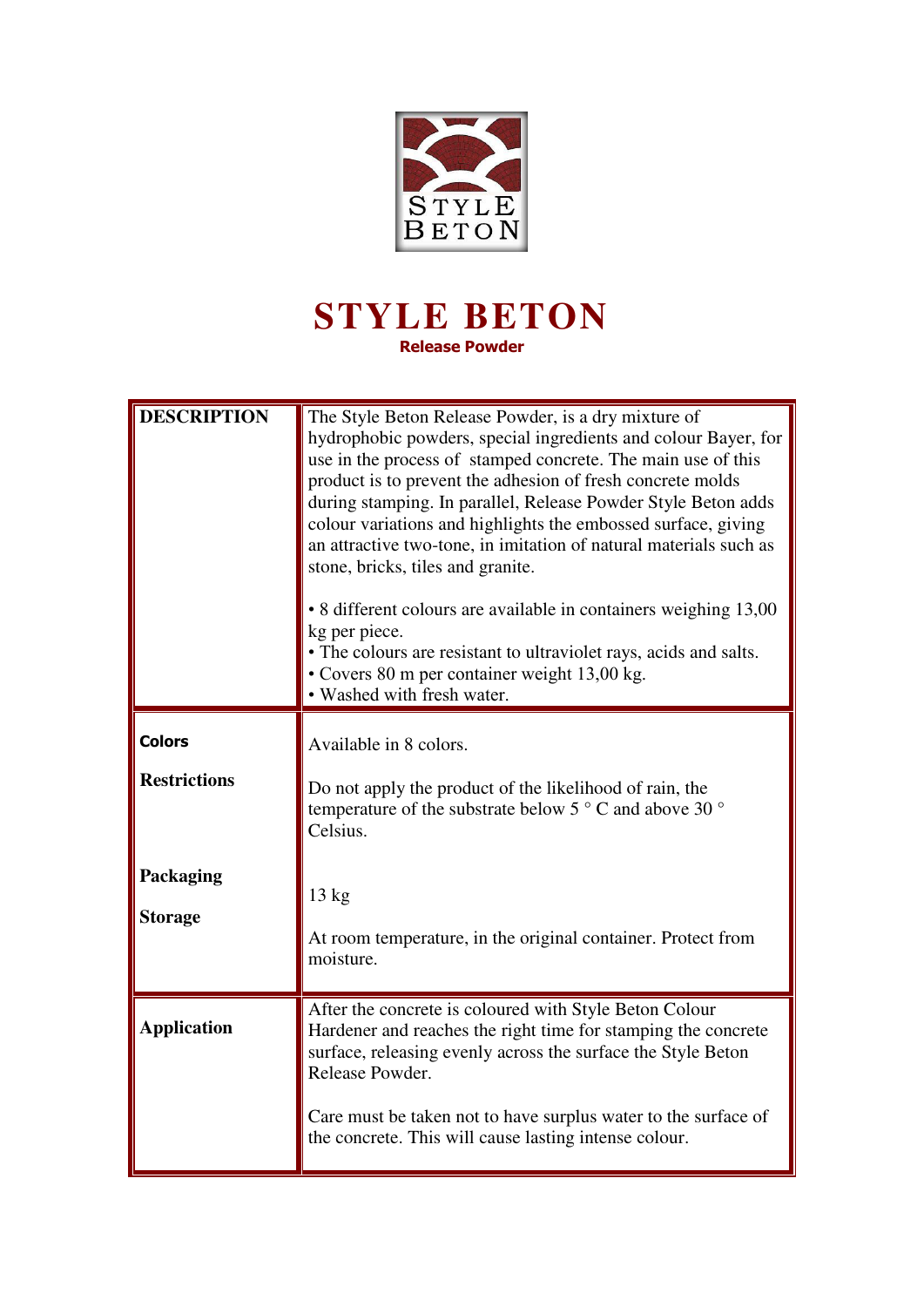# STYLE BETON

## Release Powder

| | |
|---|---|
| **DESCRIPTION** | The Style Beton Release Powder, is a dry mixture of hydrophobic powders, special ingredients and colour Bayer, for use in the process of stamped concrete. The main use of this product is to prevent the adhesion of fresh concrete molds during stamping. In parallel, Release Powder Style Beton adds colour variations and highlights the embossed surface, giving an attractive two-tone, in imitation of natural materials such as stone, bricks, tiles and granite.<br><br>• 8 different colours are available in containers weighing 13,00 kg per piece.<br>• The colours are resistant to ultraviolet rays, acids and salts.<br>• Covers 80 m per container weight 13,00 kg.<br>• Washed with fresh water. |
| **Colors** | Available in 8 colors. |
| **Restrictions** | Do not apply the product of the likelihood of rain, the temperature of the substrate below 5 ° C and above 30 ° Celsius. |
| **Packaging** | 13 kg |
| **Storage** | At room temperature, in the original container. Protect from moisture. |
| **Application** | After the concrete is coloured with Style Beton Colour Hardener and reaches the right time for stamping the concrete surface, releasing evenly across the surface the Style Beton Release Powder.<br><br>Care must be taken not to have surplus water to the surface of the concrete. This will cause lasting intense colour. |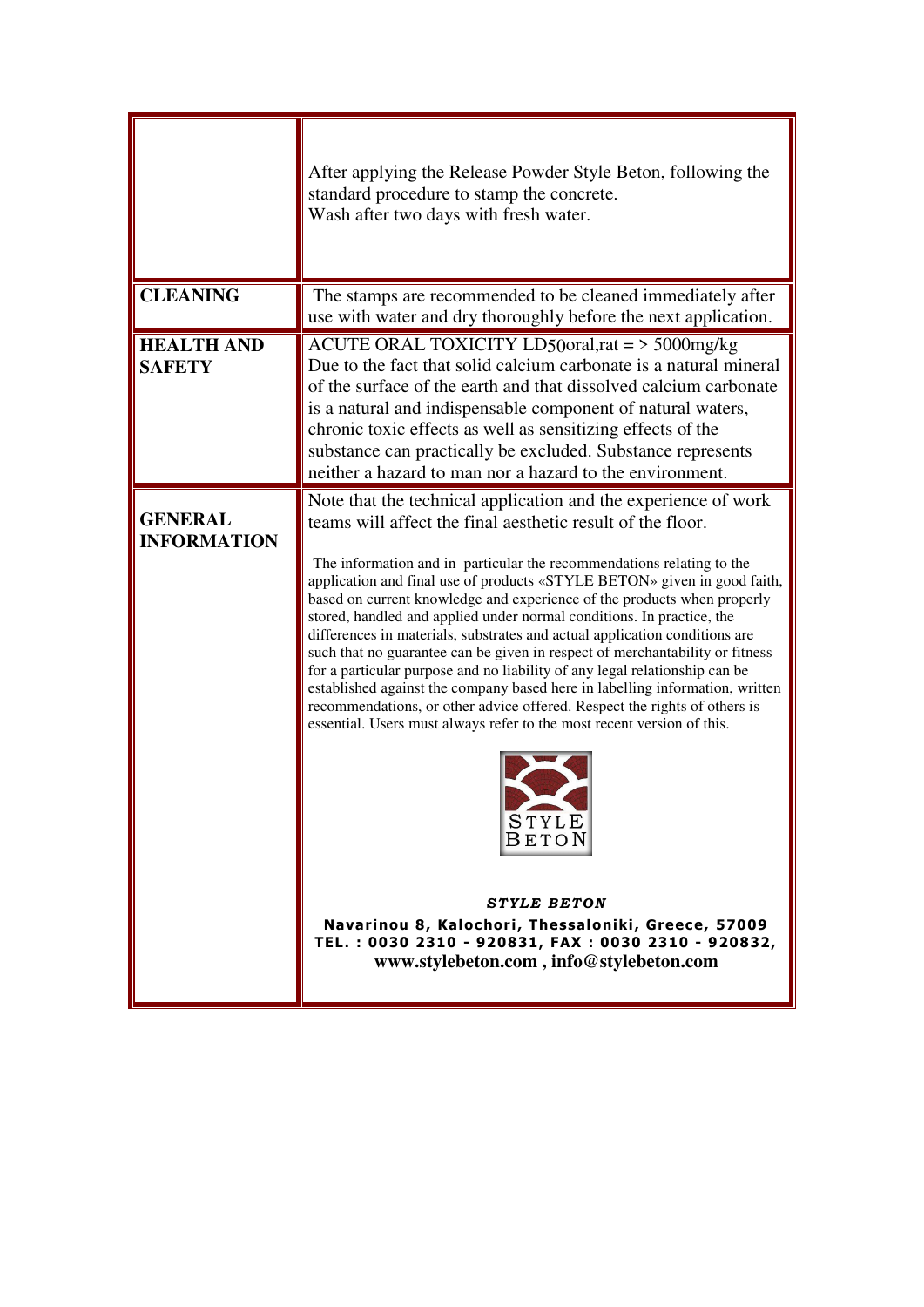| | |
|---|---|
| | After applying the Release Powder Style Beton, following the standard procedure to stamp the concrete.<br>Wash after two days with fresh water. |
| **CLEANING** | The stamps are recommended to be cleaned immediately after use with water and dry thoroughly before the next application. |
| **HEALTH AND SAFETY** | ACUTE ORAL TOXICITY $LD_{50}$oral,rat = > 5000mg/kg<br>Due to the fact that solid calcium carbonate is a natural mineral of the surface of the earth and that dissolved calcium carbonate is a natural and indispensable component of natural waters, chronic toxic effects as well as sensitizing effects of the substance can practically be excluded. Substance represents neither a hazard to man nor a hazard to the environment. |
| **GENERAL INFORMATION** | Note that the technical application and the experience of work teams will affect the final aesthetic result of the floor.<br><br>The information and in particular the recommendations relating to the application and final use of products «STYLE BETON» given in good faith, based on current knowledge and experience of the products when properly stored, handled and applied under normal conditions. In practice, the differences in materials, substrates and actual application conditions are such that no guarantee can be given in respect of merchantability or fitness for a particular purpose and no liability of any legal relationship can be established against the company based here in labelling information, written recommendations, or other advice offered. Respect the rights of others is essential. Users must always refer to the most recent version of this.<br><br>STYLE BETON<br><br>***STYLE BETON***<br>**Navarinou 8, Kalochori, Thessaloniki, Greece, 57009**<br>**TEL. : 0030 2310 - 920831, FAX : 0030 2310 - 920832,**<br>**www.stylebeton.com , info@stylebeton.com** |